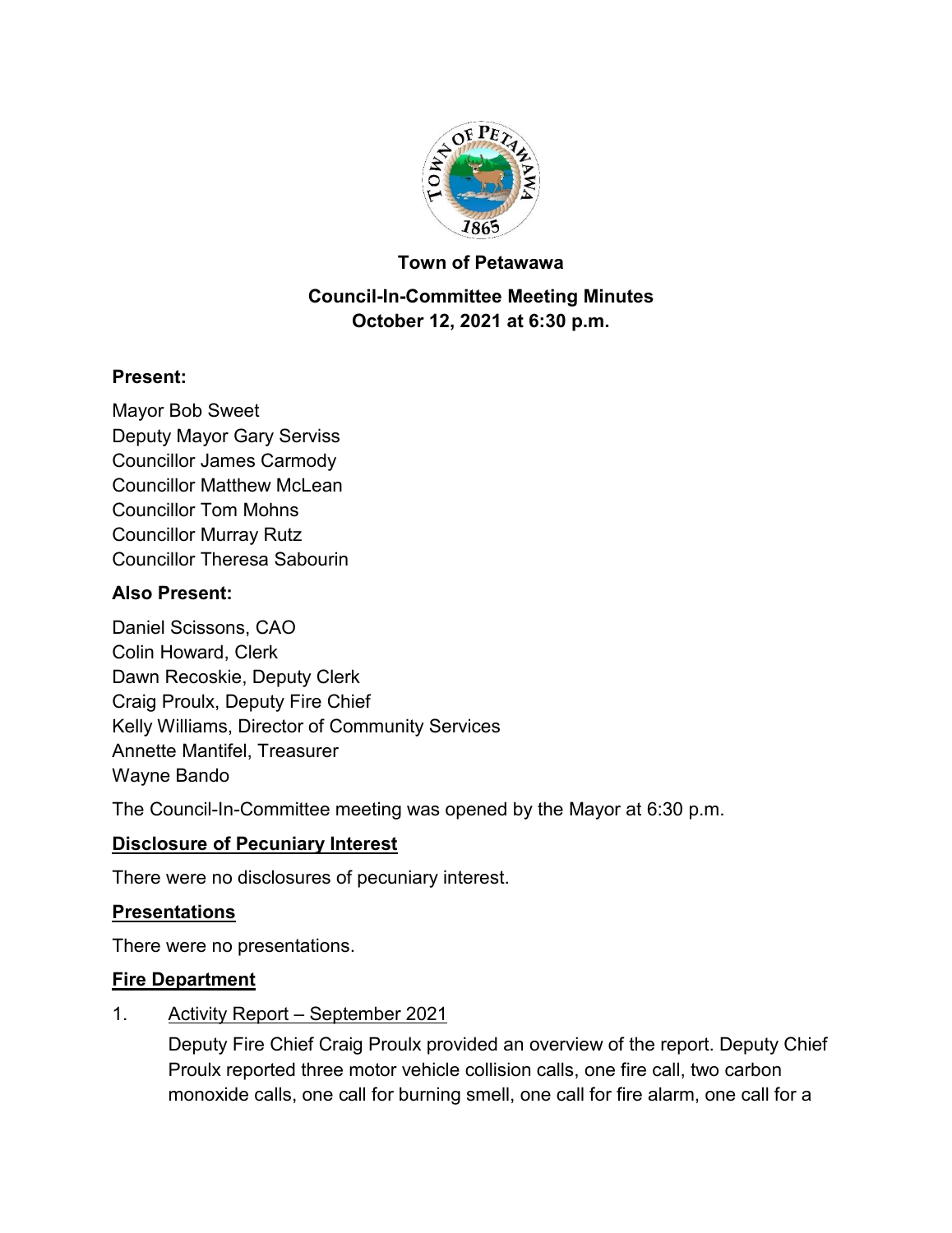**Town of Petawawa**

**Council-In-Committee Meeting Minutes**
**October 12, 2021 at 6:30 p.m.**

**Present:**

Mayor Bob Sweet
Deputy Mayor Gary Serviss
Councillor James Carmody
Councillor Matthew McLean
Councillor Tom Mohns
Councillor Murray Rutz
Councillor Theresa Sabourin

**Also Present:**

Daniel Scissons, CAO
Colin Howard, Clerk
Dawn Recoskie, Deputy Clerk
Craig Proulx, Deputy Fire Chief
Kelly Williams, Director of Community Services
Annette Mantifel, Treasurer
Wayne Bando

The Council-In-Committee meeting was opened by the Mayor at 6:30 p.m.

**Disclosure of Pecuniary Interest**

There were no disclosures of pecuniary interest.

**Presentations**

There were no presentations.

**Fire Department**

1. Activity Report – September 2021

   Deputy Fire Chief Craig Proulx provided an overview of the report. Deputy Chief Proulx reported three motor vehicle collision calls, one fire call, two carbon monoxide calls, one call for burning smell, one call for fire alarm, one call for a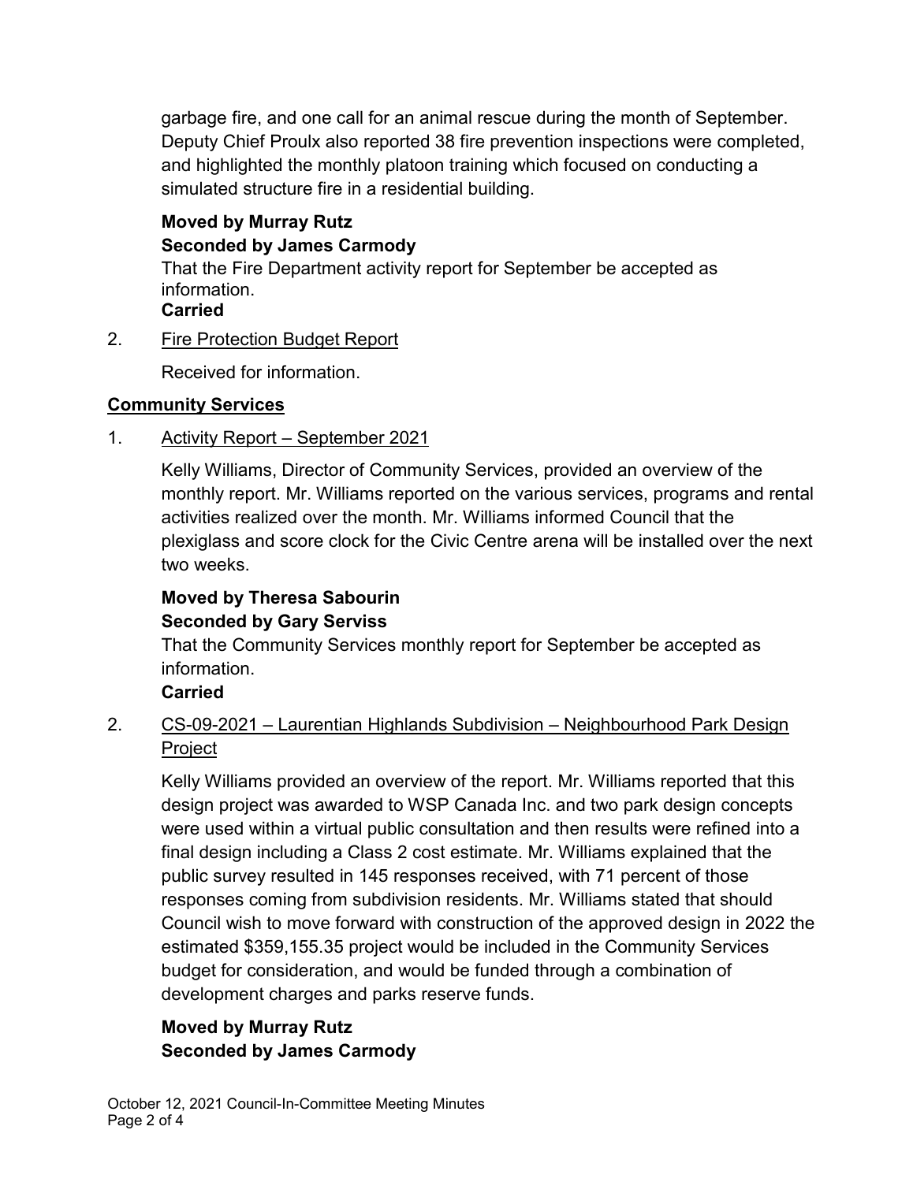garbage fire, and one call for an animal rescue during the month of September. Deputy Chief Proulx also reported 38 fire prevention inspections were completed, and highlighted the monthly platoon training which focused on conducting a simulated structure fire in a residential building.

**Moved by Murray Rutz**
**Seconded by James Carmody**
That the Fire Department activity report for September be accepted as information.
**Carried**

2. Fire Protection Budget Report

   Received for information.

## Community Services

1. Activity Report – September 2021

   Kelly Williams, Director of Community Services, provided an overview of the monthly report. Mr. Williams reported on the various services, programs and rental activities realized over the month. Mr. Williams informed Council that the plexiglass and score clock for the Civic Centre arena will be installed over the next two weeks.

   **Moved by Theresa Sabourin**
   **Seconded by Gary Serviss**
   That the Community Services monthly report for September be accepted as information.
   **Carried**

2. CS-09-2021 – Laurentian Highlands Subdivision – Neighbourhood Park Design Project

   Kelly Williams provided an overview of the report. Mr. Williams reported that this design project was awarded to WSP Canada Inc. and two park design concepts were used within a virtual public consultation and then results were refined into a final design including a Class 2 cost estimate. Mr. Williams explained that the public survey resulted in 145 responses received, with 71 percent of those responses coming from subdivision residents. Mr. Williams stated that should Council wish to move forward with construction of the approved design in 2022 the estimated $359,155.35 project would be included in the Community Services budget for consideration, and would be funded through a combination of development charges and parks reserve funds.

   **Moved by Murray Rutz**
   **Seconded by James Carmody**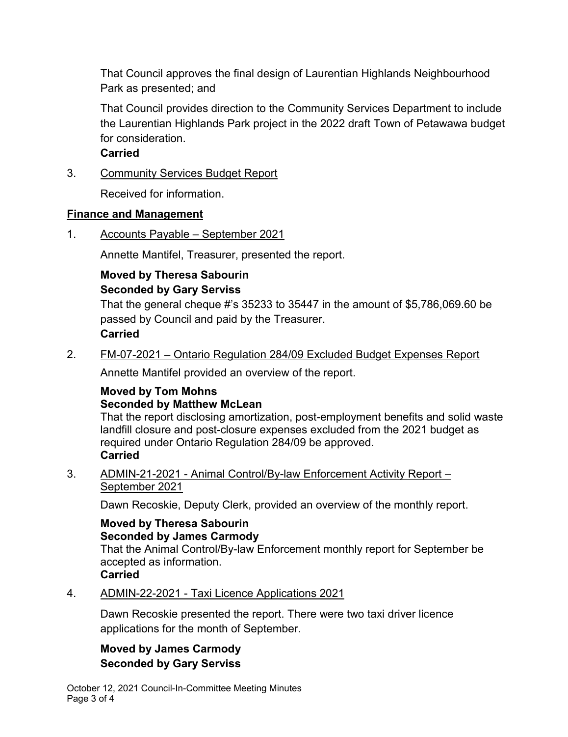That Council approves the final design of Laurentian Highlands Neighbourhood Park as presented; and

That Council provides direction to the Community Services Department to include the Laurentian Highlands Park project in the 2022 draft Town of Petawawa budget for consideration.
**Carried**

3. Community Services Budget Report

   Received for information.

## Finance and Management

1. Accounts Payable – September 2021

   Annette Mantifel, Treasurer, presented the report.

   **Moved by Theresa Sabourin**
   **Seconded by Gary Serviss**
   That the general cheque #'s 35233 to 35447 in the amount of $5,786,069.60 be passed by Council and paid by the Treasurer.
   **Carried**

2. FM-07-2021 – Ontario Regulation 284/09 Excluded Budget Expenses Report

   Annette Mantifel provided an overview of the report.

   **Moved by Tom Mohns**
   **Seconded by Matthew McLean**
   That the report disclosing amortization, post-employment benefits and solid waste landfill closure and post-closure expenses excluded from the 2021 budget as required under Ontario Regulation 284/09 be approved.
   **Carried**

3. ADMIN-21-2021 - Animal Control/By-law Enforcement Activity Report – September 2021

   Dawn Recoskie, Deputy Clerk, provided an overview of the monthly report.

   **Moved by Theresa Sabourin**
   **Seconded by James Carmody**
   That the Animal Control/By-law Enforcement monthly report for September be accepted as information.
   **Carried**

4. ADMIN-22-2021 - Taxi Licence Applications 2021

   Dawn Recoskie presented the report. There were two taxi driver licence applications for the month of September.

   **Moved by James Carmody**
   **Seconded by Gary Serviss**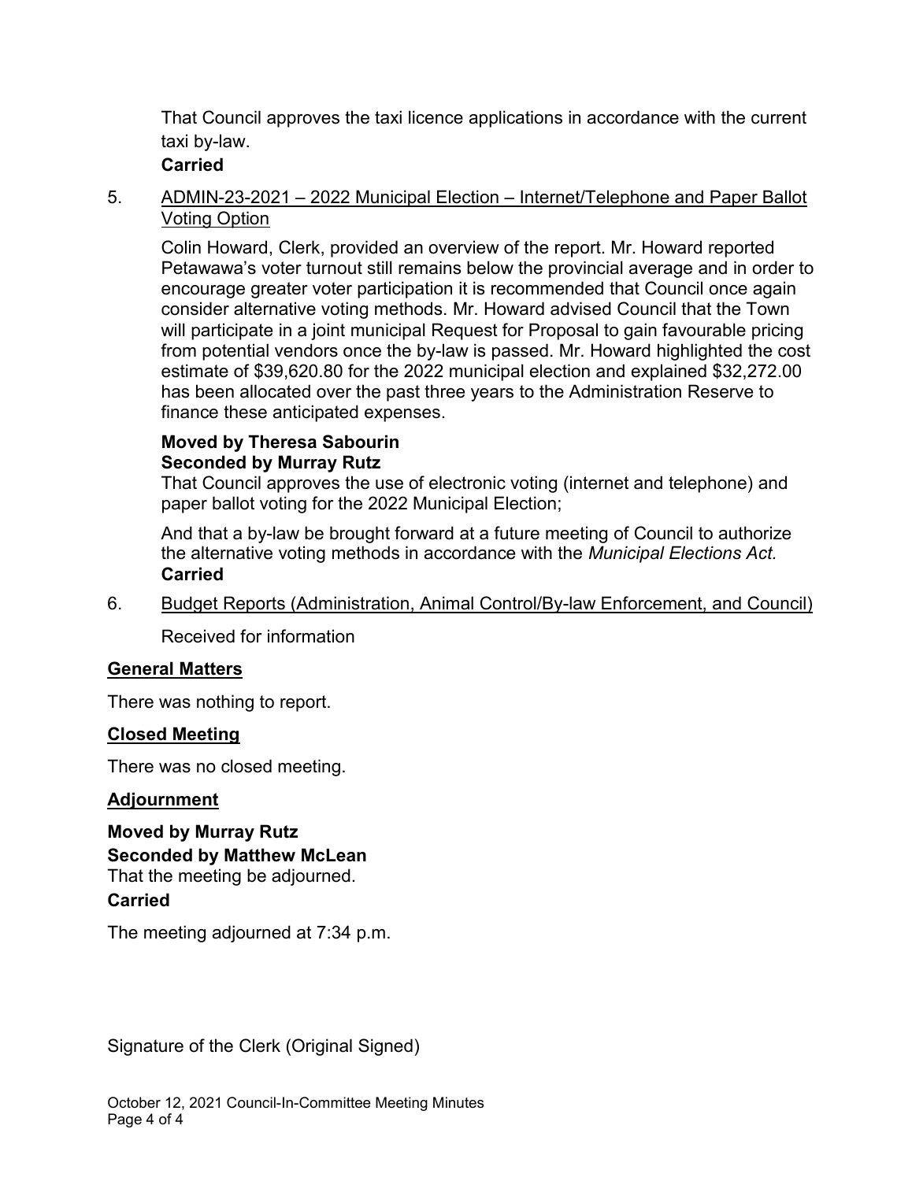That Council approves the taxi licence applications in accordance with the current taxi by-law.
**Carried**

5. ADMIN-23-2021 – 2022 Municipal Election – Internet/Telephone and Paper Ballot Voting Option

   Colin Howard, Clerk, provided an overview of the report. Mr. Howard reported Petawawa's voter turnout still remains below the provincial average and in order to encourage greater voter participation it is recommended that Council once again consider alternative voting methods. Mr. Howard advised Council that the Town will participate in a joint municipal Request for Proposal to gain favourable pricing from potential vendors once the by-law is passed. Mr. Howard highlighted the cost estimate of $39,620.80 for the 2022 municipal election and explained $32,272.00 has been allocated over the past three years to the Administration Reserve to finance these anticipated expenses.

   **Moved by Theresa Sabourin**
   **Seconded by Murray Rutz**
   That Council approves the use of electronic voting (internet and telephone) and paper ballot voting for the 2022 Municipal Election;

   And that a by-law be brought forward at a future meeting of Council to authorize the alternative voting methods in accordance with the *Municipal Elections Act.*
   **Carried**

6. Budget Reports (Administration, Animal Control/By-law Enforcement, and Council)

   Received for information

## General Matters

There was nothing to report.

## Closed Meeting

There was no closed meeting.

## Adjournment

**Moved by Murray Rutz**
**Seconded by Matthew McLean**
That the meeting be adjourned.
**Carried**

The meeting adjourned at 7:34 p.m.

Signature of the Clerk (Original Signed)

October 12, 2021 Council-In-Committee Meeting Minutes